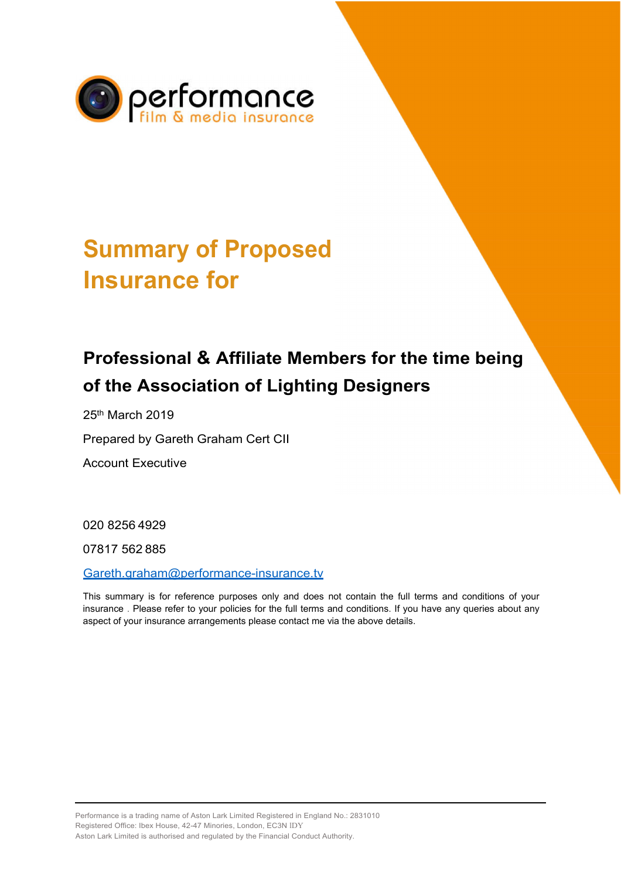performance
film & media insurance

# Summary of Proposed Insurance for

## Professional & Affiliate Members for the time being of the Association of Lighting Designers

25th March 2019

Prepared by Gareth Graham Cert CII

Account Executive

020 8256 4929

07817 562 885

Gareth.graham@performance-insurance.tv

This summary is for reference purposes only and does not contain the full terms and conditions of your insurance . Please refer to your policies for the full terms and conditions. If you have any queries about any aspect of your insurance arrangements please contact me via the above details.

Performance is a trading name of Aston Lark Limited Registered in England No.: 2831010
Registered Office: Ibex House, 42-47 Minories, London, EC3N IDY
Aston Lark Limited is authorised and regulated by the Financial Conduct Authority.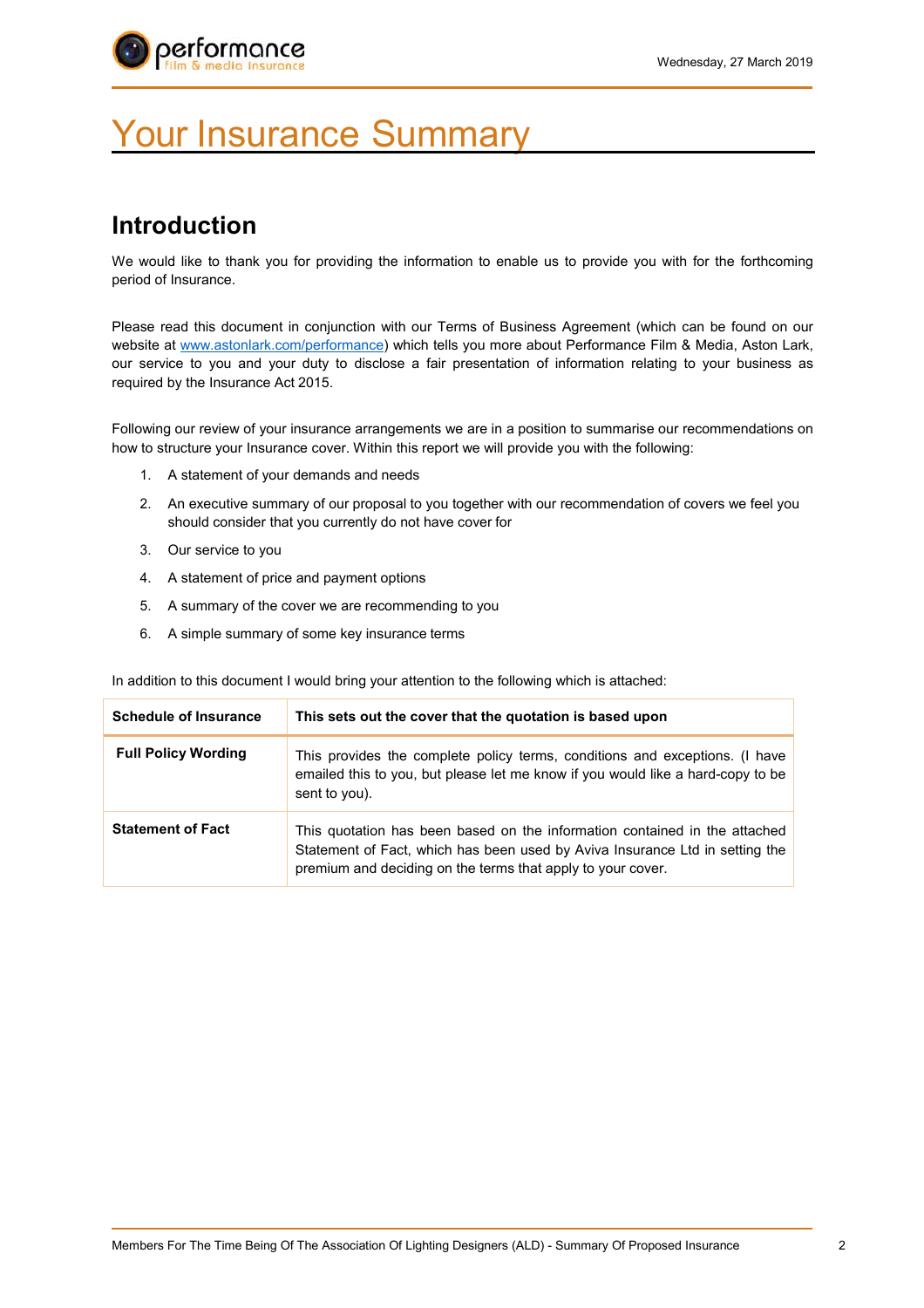# Your Insurance Summary

## Introduction

We would like to thank you for providing the information to enable us to provide you with for the forthcoming period of Insurance.

Please read this document in conjunction with our Terms of Business Agreement (which can be found on our website at [www.astonlark.com/performance](www.astonlark.com/performance)) which tells you more about Performance Film & Media, Aston Lark, our service to you and your duty to disclose a fair presentation of information relating to your business as required by the Insurance Act 2015.

Following our review of your insurance arrangements we are in a position to summarise our recommendations on how to structure your Insurance cover. Within this report we will provide you with the following:

1. A statement of your demands and needs
2. An executive summary of our proposal to you together with our recommendation of covers we feel you should consider that you currently do not have cover for
3. Our service to you
4. A statement of price and payment options
5. A summary of the cover we are recommending to you
6. A simple summary of some key insurance terms

In addition to this document I would bring your attention to the following which is attached:

| **Schedule of Insurance** | **This sets out the cover that the quotation is based upon** |
|---|---|
| **Full Policy Wording** | This provides the complete policy terms, conditions and exceptions. (I have emailed this to you, but please let me know if you would like a hard-copy to be sent to you). |
| **Statement of Fact** | This quotation has been based on the information contained in the attached Statement of Fact, which has been used by Aviva Insurance Ltd in setting the premium and deciding on the terms that apply to your cover. |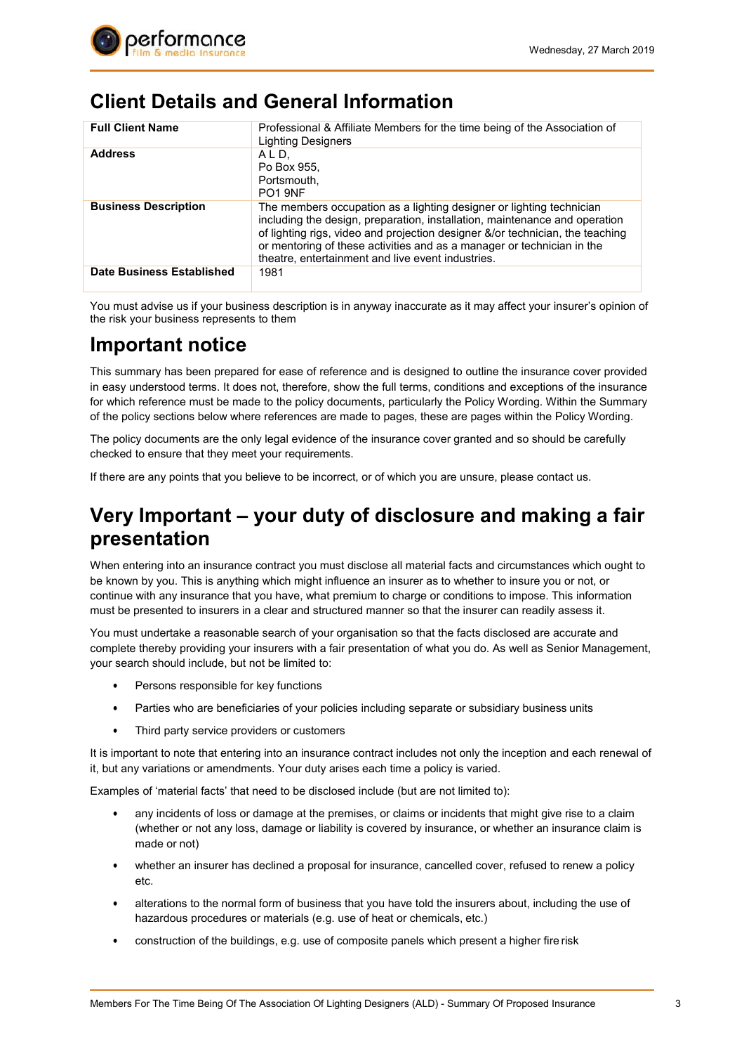## Client Details and General Information

| Full Client Name | Professional & Affiliate Members for the time being of the Association of Lighting Designers |
|---|---|
| **Address** | A L D,<br>Po Box 955,<br>Portsmouth,<br>PO1 9NF |
| **Business Description** | The members occupation as a lighting designer or lighting technician including the design, preparation, installation, maintenance and operation of lighting rigs, video and projection designer &/or technician, the teaching or mentoring of these activities and as a manager or technician in the theatre, entertainment and live event industries. |
| **Date Business Established** | 1981 |

You must advise us if your business description is in anyway inaccurate as it may affect your insurer's opinion of the risk your business represents to them

# Important notice

This summary has been prepared for ease of reference and is designed to outline the insurance cover provided in easy understood terms. It does not, therefore, show the full terms, conditions and exceptions of the insurance for which reference must be made to the policy documents, particularly the Policy Wording. Within the Summary of the policy sections below where references are made to pages, these are pages within the Policy Wording.

The policy documents are the only legal evidence of the insurance cover granted and so should be carefully checked to ensure that they meet your requirements.

If there are any points that you believe to be incorrect, or of which you are unsure, please contact us.

# Very Important – your duty of disclosure and making a fair presentation

When entering into an insurance contract you must disclose all material facts and circumstances which ought to be known by you. This is anything which might influence an insurer as to whether to insure you or not, or continue with any insurance that you have, what premium to charge or conditions to impose. This information must be presented to insurers in a clear and structured manner so that the insurer can readily assess it.

You must undertake a reasonable search of your organisation so that the facts disclosed are accurate and complete thereby providing your insurers with a fair presentation of what you do. As well as Senior Management, your search should include, but not be limited to:

- Persons responsible for key functions
- Parties who are beneficiaries of your policies including separate or subsidiary business units
- Third party service providers or customers

It is important to note that entering into an insurance contract includes not only the inception and each renewal of it, but any variations or amendments. Your duty arises each time a policy is varied.

Examples of 'material facts' that need to be disclosed include (but are not limited to):

- any incidents of loss or damage at the premises, or claims or incidents that might give rise to a claim (whether or not any loss, damage or liability is covered by insurance, or whether an insurance claim is made or not)
- whether an insurer has declined a proposal for insurance, cancelled cover, refused to renew a policy etc.
- alterations to the normal form of business that you have told the insurers about, including the use of hazardous procedures or materials (e.g. use of heat or chemicals, etc.)
- construction of the buildings, e.g. use of composite panels which present a higher fire risk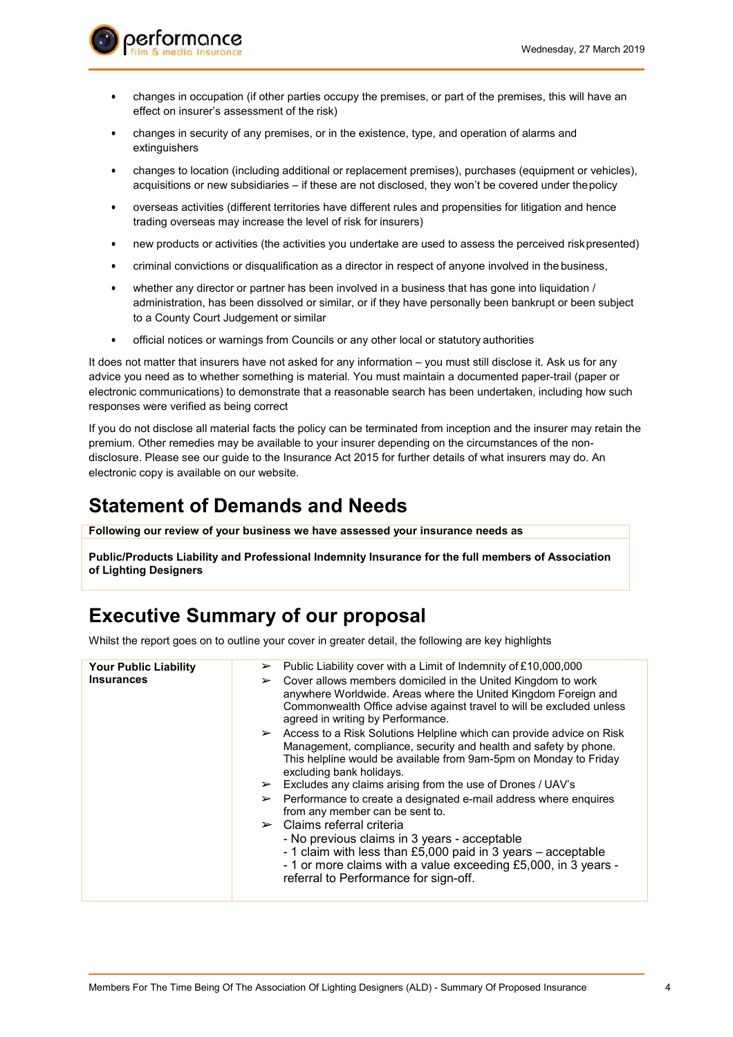- changes in occupation (if other parties occupy the premises, or part of the premises, this will have an effect on insurer's assessment of the risk)
- changes in security of any premises, or in the existence, type, and operation of alarms and extinguishers
- changes to location (including additional or replacement premises), purchases (equipment or vehicles), acquisitions or new subsidiaries – if these are not disclosed, they won't be covered under the policy
- overseas activities (different territories have different rules and propensities for litigation and hence trading overseas may increase the level of risk for insurers)
- new products or activities (the activities you undertake are used to assess the perceived risk presented)
- criminal convictions or disqualification as a director in respect of anyone involved in the business,
- whether any director or partner has been involved in a business that has gone into liquidation / administration, has been dissolved or similar, or if they have personally been bankrupt or been subject to a County Court Judgement or similar
- official notices or warnings from Councils or any other local or statutory authorities

It does not matter that insurers have not asked for any information – you must still disclose it. Ask us for any advice you need as to whether something is material. You must maintain a documented paper-trail (paper or electronic communications) to demonstrate that a reasonable search has been undertaken, including how such responses were verified as being correct

If you do not disclose all material facts the policy can be terminated from inception and the insurer may retain the premium. Other remedies may be available to your insurer depending on the circumstances of the non-disclosure. Please see our guide to the Insurance Act 2015 for further details of what insurers may do. An electronic copy is available on our website.

# Statement of Demands and Needs

**Following our review of your business we have assessed your insurance needs as**

**Public/Products Liability and Professional Indemnity Insurance for the full members of Association of Lighting Designers**

# Executive Summary of our proposal

Whilst the report goes on to outline your cover in greater detail, the following are key highlights

| **Your Public Liability Insurances** | ➢ Public Liability cover with a Limit of Indemnity of £10,000,000<br>➢ Cover allows members domiciled in the United Kingdom to work anywhere Worldwide. Areas where the United Kingdom Foreign and Commonwealth Office advise against travel to will be excluded unless agreed in writing by Performance.<br>➢ Access to a Risk Solutions Helpline which can provide advice on Risk Management, compliance, security and health and safety by phone. This helpline would be available from 9am-5pm on Monday to Friday excluding bank holidays.<br>➢ Excludes any claims arising from the use of Drones / UAV's<br>➢ Performance to create a designated e-mail address where enquires from any member can be sent to.<br>➢ Claims referral criteria<br>- No previous claims in 3 years - acceptable<br>- 1 claim with less than £5,000 paid in 3 years – acceptable<br>- 1 or more claims with a value exceeding £5,000, in 3 years - referral to Performance for sign-off. |
|---|---|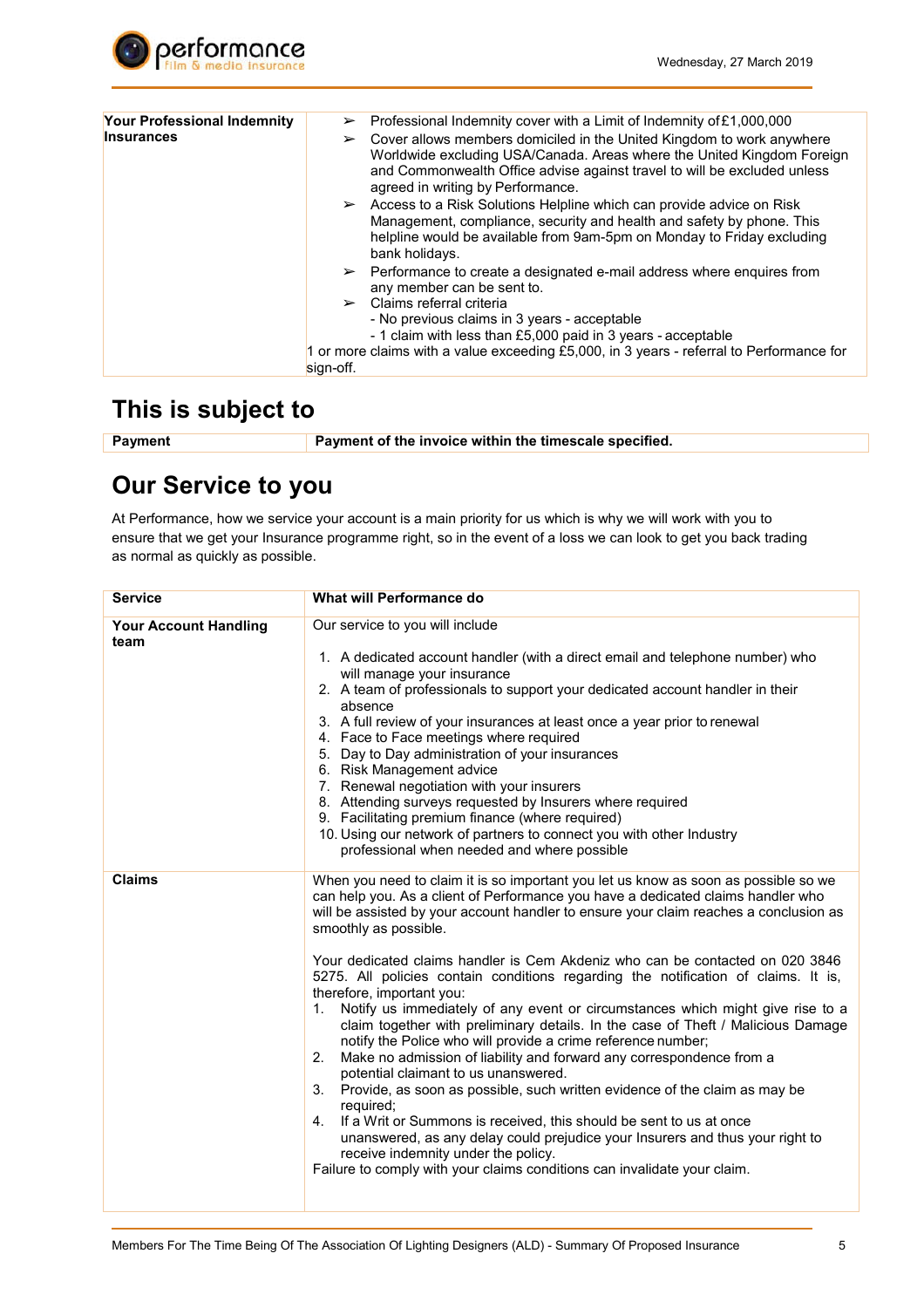| Your Professional Indemnity Insurances | ➢ Professional Indemnity cover with a Limit of Indemnity of £1,000,000<br>➢ Cover allows members domiciled in the United Kingdom to work anywhere Worldwide excluding USA/Canada. Areas where the United Kingdom Foreign and Commonwealth Office advise against travel to will be excluded unless agreed in writing by Performance.<br>➢ Access to a Risk Solutions Helpline which can provide advice on Risk Management, compliance, security and health and safety by phone. This helpline would be available from 9am-5pm on Monday to Friday excluding bank holidays.<br>➢ Performance to create a designated e-mail address where enquires from any member can be sent to.<br>➢ Claims referral criteria<br>- No previous claims in 3 years - acceptable<br>- 1 claim with less than £5,000 paid in 3 years - acceptable<br>1 or more claims with a value exceeding £5,000, in 3 years - referral to Performance for sign-off. |
|---|---|

## This is subject to

| Payment | Payment of the invoice within the timescale specified. |
|---|---|

## Our Service to you

At Performance, how we service your account is a main priority for us which is why we will work with you to ensure that we get your Insurance programme right, so in the event of a loss we can look to get you back trading as normal as quickly as possible.

| Service | What will Performance do |
|---|---|
| Your Account Handling team | Our service to you will include<br>1. A dedicated account handler (with a direct email and telephone number) who will manage your insurance<br>2. A team of professionals to support your dedicated account handler in their absence<br>3. A full review of your insurances at least once a year prior to renewal<br>4. Face to Face meetings where required<br>5. Day to Day administration of your insurances<br>6. Risk Management advice<br>7. Renewal negotiation with your insurers<br>8. Attending surveys requested by Insurers where required<br>9. Facilitating premium finance (where required)<br>10. Using our network of partners to connect you with other Industry professional when needed and where possible |
| Claims | When you need to claim it is so important you let us know as soon as possible so we can help you. As a client of Performance you have a dedicated claims handler who will be assisted by your account handler to ensure your claim reaches a conclusion as smoothly as possible.<br><br>Your dedicated claims handler is Cem Akdeniz who can be contacted on 020 3846 5275. All policies contain conditions regarding the notification of claims. It is, therefore, important you:<br>1. Notify us immediately of any event or circumstances which might give rise to a claim together with preliminary details. In the case of Theft / Malicious Damage notify the Police who will provide a crime reference number;<br>2. Make no admission of liability and forward any correspondence from a potential claimant to us unanswered.<br>3. Provide, as soon as possible, such written evidence of the claim as may be required;<br>4. If a Writ or Summons is received, this should be sent to us at once unanswered, as any delay could prejudice your Insurers and thus your right to receive indemnity under the policy.<br>Failure to comply with your claims conditions can invalidate your claim. |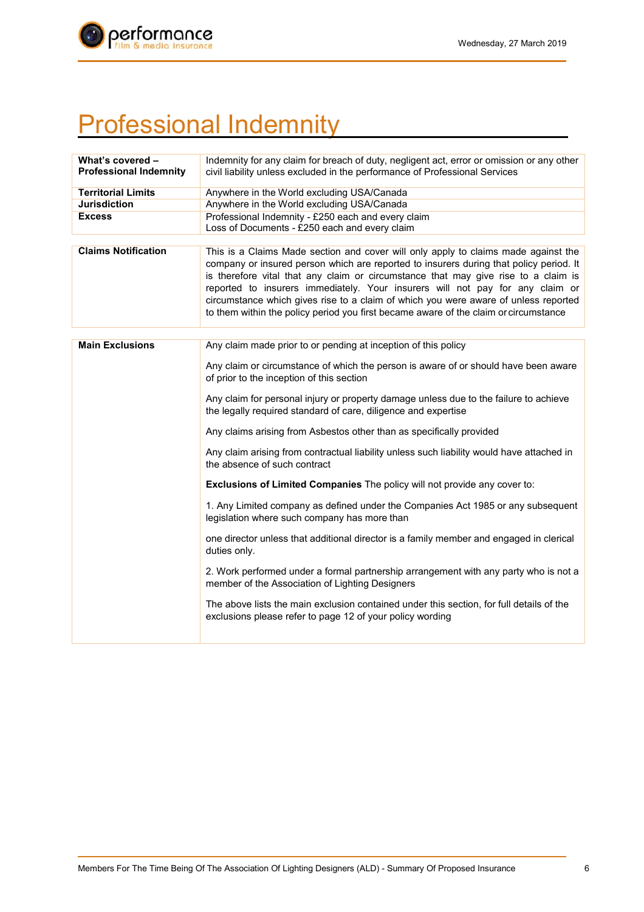# Professional Indemnity

| | |
|---|---|
| **What's covered – Professional Indemnity** | Indemnity for any claim for breach of duty, negligent act, error or omission or any other civil liability unless excluded in the performance of Professional Services |
| **Territorial Limits** | Anywhere in the World excluding USA/Canada |
| **Jurisdiction** | Anywhere in the World excluding USA/Canada |
| **Excess** | Professional Indemnity - £250 each and every claim<br>Loss of Documents - £250 each and every claim |

| | |
|---|---|
| **Claims Notification** | This is a Claims Made section and cover will only apply to claims made against the company or insured person which are reported to insurers during that policy period. It is therefore vital that any claim or circumstance that may give rise to a claim is reported to insurers immediately. Your insurers will not pay for any claim or circumstance which gives rise to a claim of which you were aware of unless reported to them within the policy period you first became aware of the claim or circumstance |

| | |
|---|---|
| **Main Exclusions** | Any claim made prior to or pending at inception of this policy<br><br>Any claim or circumstance of which the person is aware of or should have been aware of prior to the inception of this section<br><br>Any claim for personal injury or property damage unless due to the failure to achieve the legally required standard of care, diligence and expertise<br><br>Any claims arising from Asbestos other than as specifically provided<br><br>Any claim arising from contractual liability unless such liability would have attached in the absence of such contract<br><br>**Exclusions of Limited Companies** The policy will not provide any cover to:<br><br>1. Any Limited company as defined under the Companies Act 1985 or any subsequent legislation where such company has more than<br><br>one director unless that additional director is a family member and engaged in clerical duties only.<br><br>2. Work performed under a formal partnership arrangement with any party who is not a member of the Association of Lighting Designers<br><br>The above lists the main exclusion contained under this section, for full details of the exclusions please refer to page 12 of your policy wording |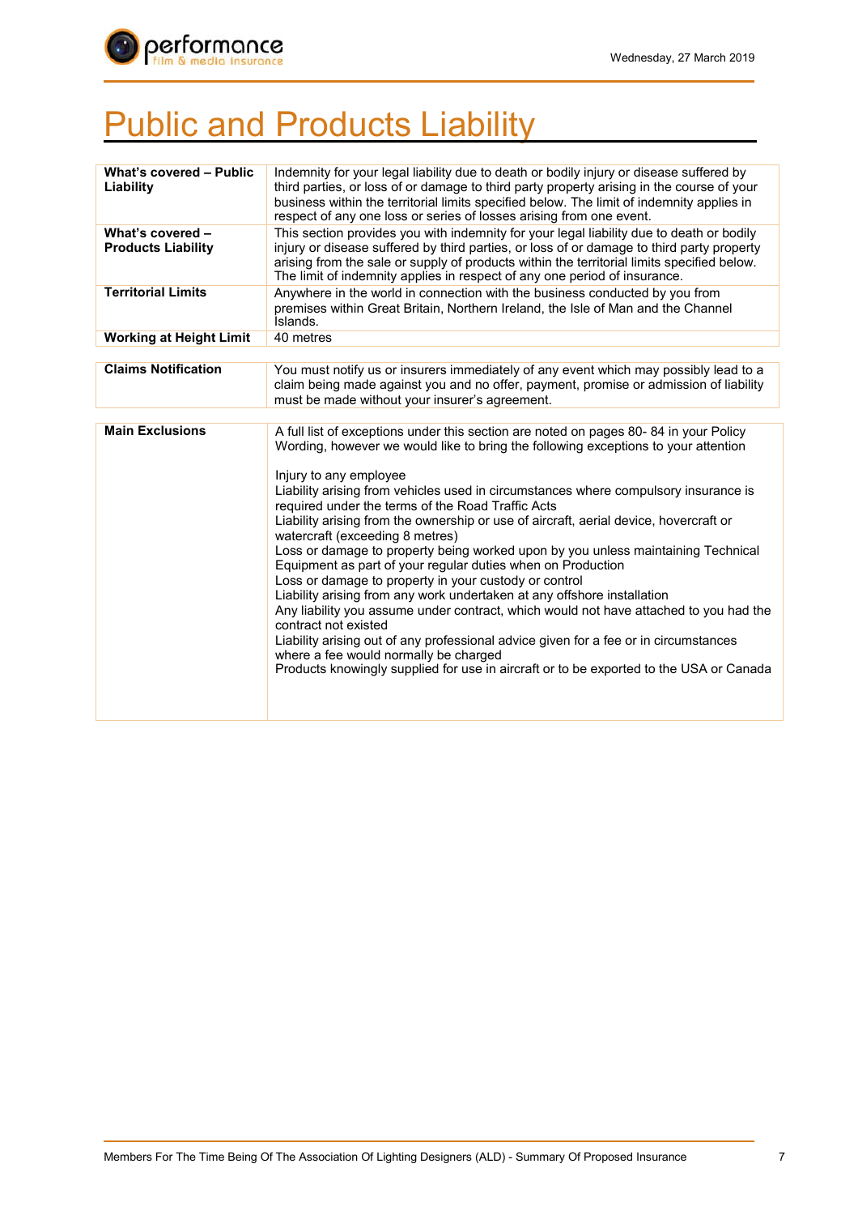# Public and Products Liability

| | |
|---|---|
| **What's covered – Public Liability** | Indemnity for your legal liability due to death or bodily injury or disease suffered by third parties, or loss of or damage to third party property arising in the course of your business within the territorial limits specified below. The limit of indemnity applies in respect of any one loss or series of losses arising from one event. |
| **What's covered – Products Liability** | This section provides you with indemnity for your legal liability due to death or bodily injury or disease suffered by third parties, or loss of or damage to third party property arising from the sale or supply of products within the territorial limits specified below. The limit of indemnity applies in respect of any one period of insurance. |
| **Territorial Limits** | Anywhere in the world in connection with the business conducted by you from premises within Great Britain, Northern Ireland, the Isle of Man and the Channel Islands. |
| **Working at Height Limit** | 40 metres |

| | |
|---|---|
| **Claims Notification** | You must notify us or insurers immediately of any event which may possibly lead to a claim being made against you and no offer, payment, promise or admission of liability must be made without your insurer's agreement. |

| | |
|---|---|
| **Main Exclusions** | A full list of exceptions under this section are noted on pages 80- 84 in your Policy Wording, however we would like to bring the following exceptions to your attention<br><br>Injury to any employee<br>Liability arising from vehicles used in circumstances where compulsory insurance is required under the terms of the Road Traffic Acts<br>Liability arising from the ownership or use of aircraft, aerial device, hovercraft or watercraft (exceeding 8 metres)<br>Loss or damage to property being worked upon by you unless maintaining Technical Equipment as part of your regular duties when on Production<br>Loss or damage to property in your custody or control<br>Liability arising from any work undertaken at any offshore installation<br>Any liability you assume under contract, which would not have attached to you had the contract not existed<br>Liability arising out of any professional advice given for a fee or in circumstances where a fee would normally be charged<br>Products knowingly supplied for use in aircraft or to be exported to the USA or Canada |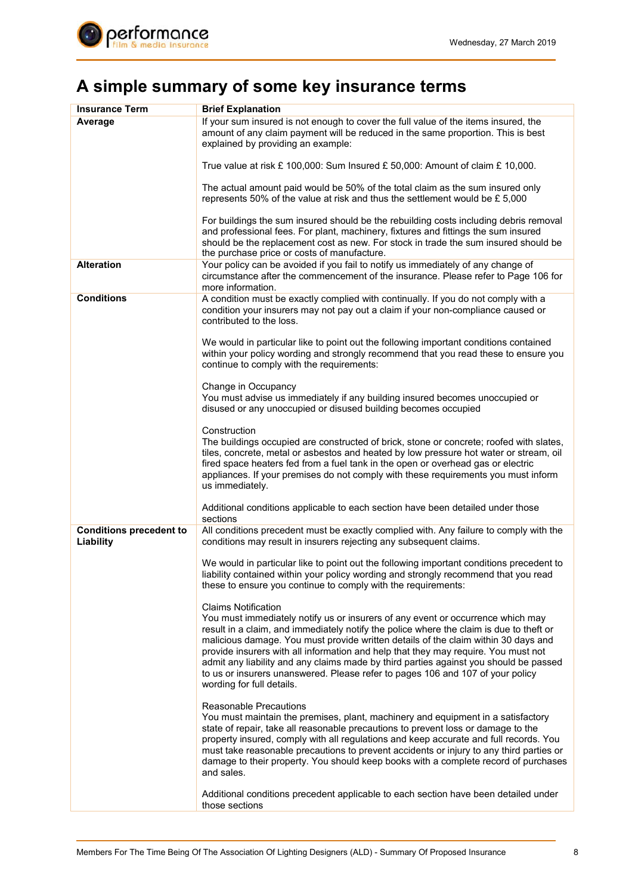# A simple summary of some key insurance terms

| Insurance Term | Brief Explanation |
| --- | --- |
| **Average** | If your sum insured is not enough to cover the full value of the items insured, the amount of any claim payment will be reduced in the same proportion. This is best explained by providing an example:<br><br>True value at risk £ 100,000: Sum Insured £ 50,000: Amount of claim £ 10,000.<br><br>The actual amount paid would be 50% of the total claim as the sum insured only represents 50% of the value at risk and thus the settlement would be £ 5,000<br><br>For buildings the sum insured should be the rebuilding costs including debris removal and professional fees. For plant, machinery, fixtures and fittings the sum insured should be the replacement cost as new. For stock in trade the sum insured should be the purchase price or costs of manufacture. |
| **Alteration** | Your policy can be avoided if you fail to notify us immediately of any change of circumstance after the commencement of the insurance. Please refer to Page 106 for more information. |
| **Conditions** | A condition must be exactly complied with continually. If you do not comply with a condition your insurers may not pay out a claim if your non-compliance caused or contributed to the loss.<br><br>We would in particular like to point out the following important conditions contained within your policy wording and strongly recommend that you read these to ensure you continue to comply with the requirements:<br><br>Change in Occupancy<br>You must advise us immediately if any building insured becomes unoccupied or disused or any unoccupied or disused building becomes occupied<br><br>Construction<br>The buildings occupied are constructed of brick, stone or concrete; roofed with slates, tiles, concrete, metal or asbestos and heated by low pressure hot water or stream, oil fired space heaters fed from a fuel tank in the open or overhead gas or electric appliances. If your premises do not comply with these requirements you must inform us immediately.<br><br>Additional conditions applicable to each section have been detailed under those sections |
| **Conditions precedent to Liability** | All conditions precedent must be exactly complied with. Any failure to comply with the conditions may result in insurers rejecting any subsequent claims.<br><br>We would in particular like to point out the following important conditions precedent to liability contained within your policy wording and strongly recommend that you read these to ensure you continue to comply with the requirements:<br><br>Claims Notification<br>You must immediately notify us or insurers of any event or occurrence which may result in a claim, and immediately notify the police where the claim is due to theft or malicious damage. You must provide written details of the claim within 30 days and provide insurers with all information and help that they may require. You must not admit any liability and any claims made by third parties against you should be passed to us or insurers unanswered. Please refer to pages 106 and 107 of your policy wording for full details.<br><br>Reasonable Precautions<br>You must maintain the premises, plant, machinery and equipment in a satisfactory state of repair, take all reasonable precautions to prevent loss or damage to the property insured, comply with all regulations and keep accurate and full records. You must take reasonable precautions to prevent accidents or injury to any third parties or damage to their property. You should keep books with a complete record of purchases and sales.<br><br>Additional conditions precedent applicable to each section have been detailed under those sections |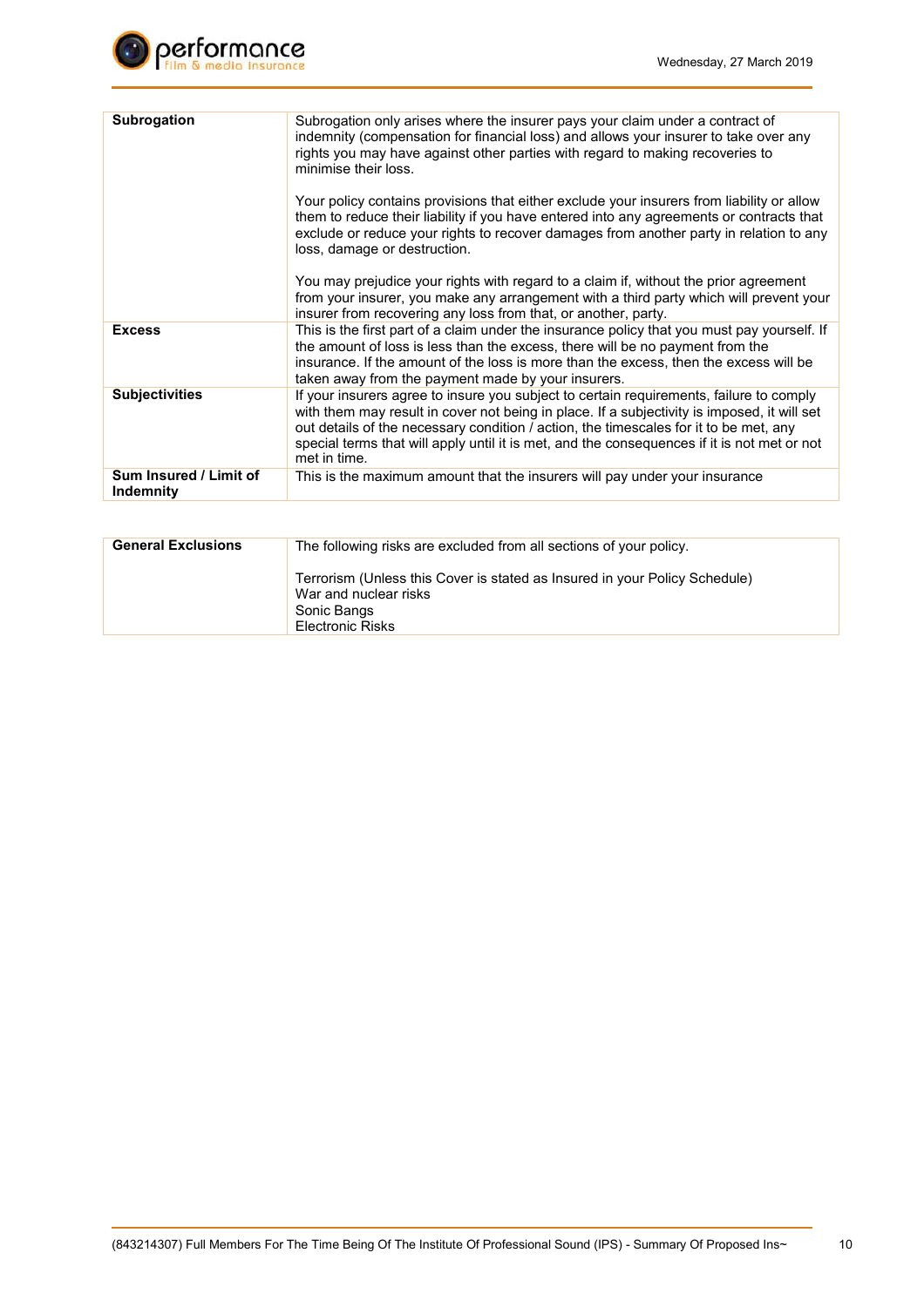| | |
|---|---|
| **Subrogation** | Subrogation only arises where the insurer pays your claim under a contract of indemnity (compensation for financial loss) and allows your insurer to take over any rights you may have against other parties with regard to making recoveries to minimise their loss.<br><br>Your policy contains provisions that either exclude your insurers from liability or allow them to reduce their liability if you have entered into any agreements or contracts that exclude or reduce your rights to recover damages from another party in relation to any loss, damage or destruction.<br><br>You may prejudice your rights with regard to a claim if, without the prior agreement from your insurer, you make any arrangement with a third party which will prevent your insurer from recovering any loss from that, or another, party. |
| **Excess** | This is the first part of a claim under the insurance policy that you must pay yourself. If the amount of loss is less than the excess, there will be no payment from the insurance. If the amount of the loss is more than the excess, then the excess will be taken away from the payment made by your insurers. |
| **Subjectivities** | If your insurers agree to insure you subject to certain requirements, failure to comply with them may result in cover not being in place. If a subjectivity is imposed, it will set out details of the necessary condition / action, the timescales for it to be met, any special terms that will apply until it is met, and the consequences if it is not met or not met in time. |
| **Sum Insured / Limit of Indemnity** | This is the maximum amount that the insurers will pay under your insurance |

| | |
|---|---|
| **General Exclusions** | The following risks are excluded from all sections of your policy.<br><br>Terrorism (Unless this Cover is stated as Insured in your Policy Schedule)<br>War and nuclear risks<br>Sonic Bangs<br>Electronic Risks |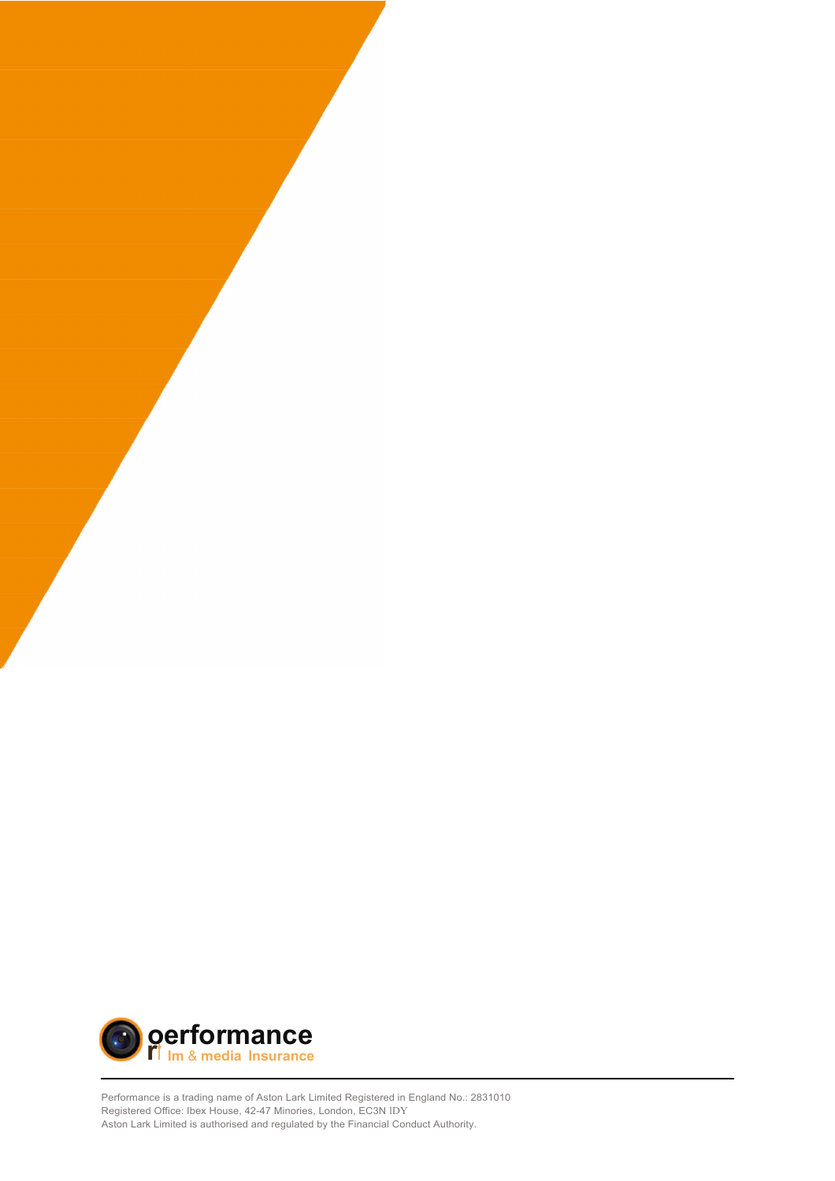performance
film & media Insurance

Performance is a trading name of Aston Lark Limited Registered in England No.: 2831010
Registered Office: Ibex House, 42-47 Minories, London, EC3N IDY
Aston Lark Limited is authorised and regulated by the Financial Conduct Authority.